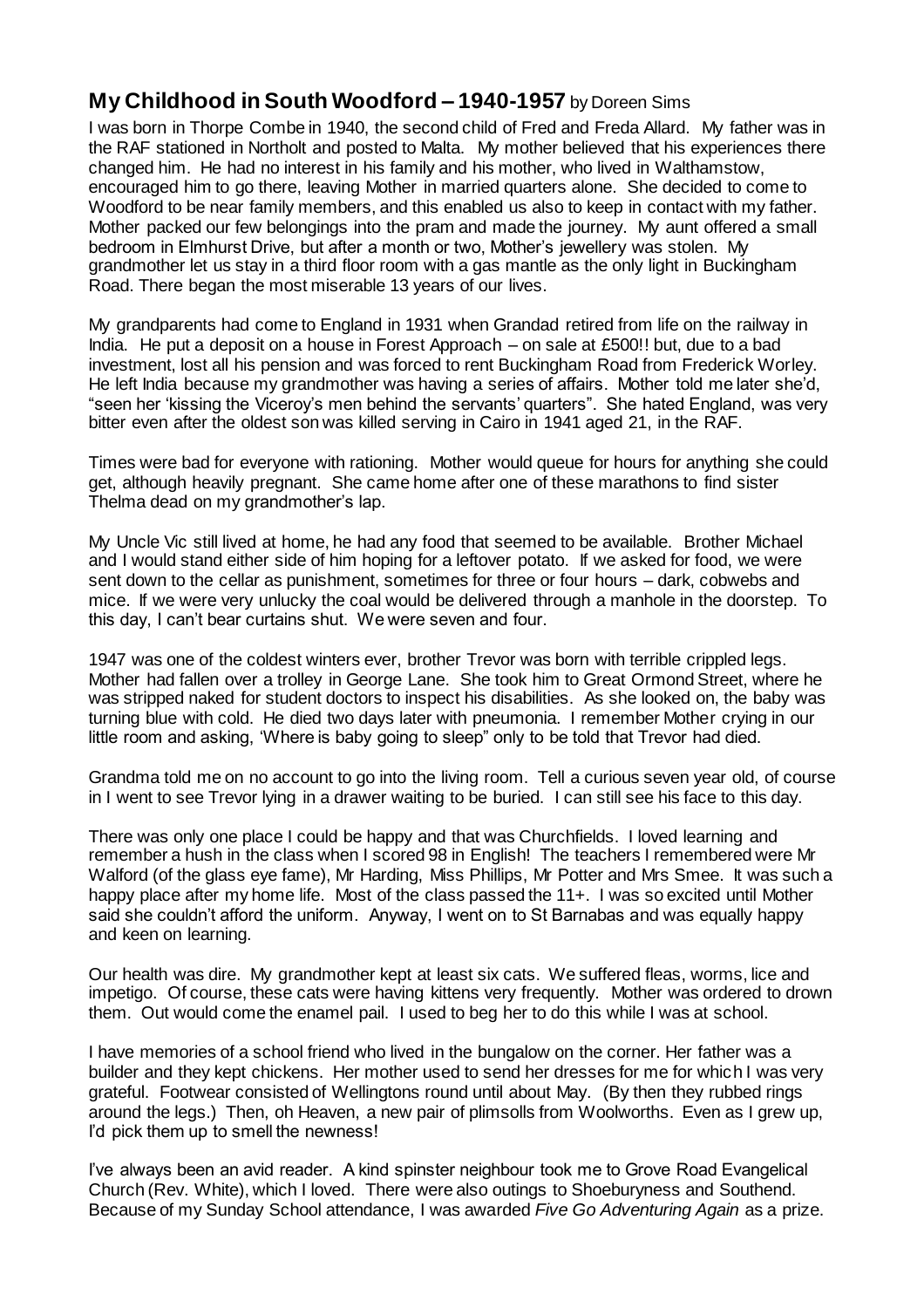## **My Childhood in South Woodford – 1940-1957** by Doreen Sims

I was born in Thorpe Combe in 1940, the second child of Fred and Freda Allard. My father was in the RAF stationed in Northolt and posted to Malta. My mother believed that his experiences there changed him. He had no interest in his family and his mother, who lived in Walthamstow, encouraged him to go there, leaving Mother in married quarters alone. She decided to come to Woodford to be near family members, and this enabled us also to keep in contact with my father. Mother packed our few belongings into the pram and made the journey. My aunt offered a small bedroom in Elmhurst Drive, but after a month or two, Mother's jewellery was stolen. My grandmother let us stay in a third floor room with a gas mantle as the only light in Buckingham Road. There began the most miserable 13 years of our lives.

My grandparents had come to England in 1931 when Grandad retired from life on the railway in India. He put a deposit on a house in Forest Approach – on sale at £500!! but, due to a bad investment, lost all his pension and was forced to rent Buckingham Road from Frederick Worley. He left India because my grandmother was having a series of affairs. Mother told me later she'd, "seen her 'kissing the Viceroy's men behind the servants' quarters". She hated England, was very bitter even after the oldest son was killed serving in Cairo in 1941 aged 21, in the RAF.

Times were bad for everyone with rationing. Mother would queue for hours for anything she could get, although heavily pregnant. She came home after one of these marathons to find sister Thelma dead on my grandmother's lap.

My Uncle Vic still lived at home, he had any food that seemed to be available. Brother Michael and I would stand either side of him hoping for a leftover potato. If we asked for food, we were sent down to the cellar as punishment, sometimes for three or four hours – dark, cobwebs and mice. If we were very unlucky the coal would be delivered through a manhole in the doorstep. To this day, I can't bear curtains shut. We were seven and four.

1947 was one of the coldest winters ever, brother Trevor was born with terrible crippled legs. Mother had fallen over a trolley in George Lane. She took him to Great Ormond Street, where he was stripped naked for student doctors to inspect his disabilities. As she looked on, the baby was turning blue with cold. He died two days later with pneumonia. I remember Mother crying in our little room and asking, 'Where is baby going to sleep" only to be told that Trevor had died.

Grandma told me on no account to go into the living room. Tell a curious seven year old, of course in I went to see Trevor lying in a drawer waiting to be buried. I can still see his face to this day.

There was only one place I could be happy and that was Churchfields. I loved learning and remember a hush in the class when I scored 98 in English! The teachers I remembered were Mr Walford (of the glass eye fame), Mr Harding, Miss Phillips, Mr Potter and Mrs Smee. It was such a happy place after my home life. Most of the class passed the 11+. I was so excited until Mother said she couldn't afford the uniform. Anyway, I went on to St Barnabas and was equally happy and keen on learning.

Our health was dire. My grandmother kept at least six cats. We suffered fleas, worms, lice and impetigo. Of course, these cats were having kittens very frequently. Mother was ordered to drown them. Out would come the enamel pail. I used to beg her to do this while I was at school.

I have memories of a school friend who lived in the bungalow on the corner. Her father was a builder and they kept chickens. Her mother used to send her dresses for me for which I was very grateful. Footwear consisted of Wellingtons round until about May. (By then they rubbed rings around the legs.) Then, oh Heaven, a new pair of plimsolls from Woolworths. Even as I grew up, I'd pick them up to smell the newness!

I've always been an avid reader. A kind spinster neighbour took me to Grove Road Evangelical Church (Rev. White), which I loved. There were also outings to Shoeburyness and Southend. Because of my Sunday School attendance, I was awarded *Five Go Adventuring Again* as a prize.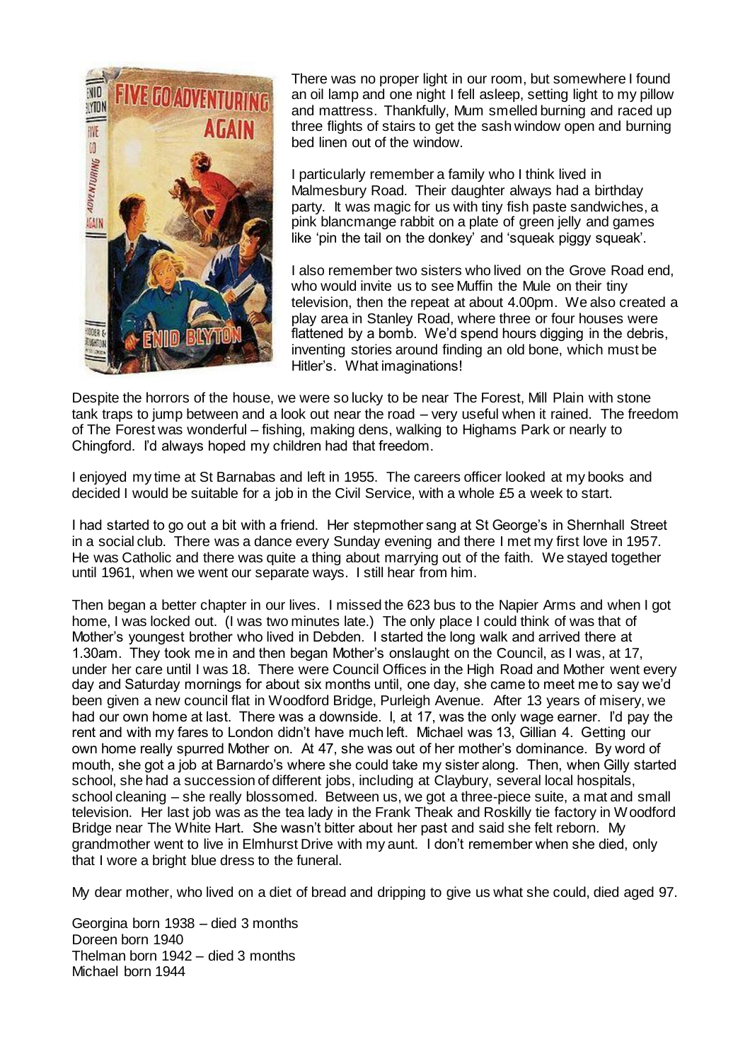There was no proper light in our room, but somewhere I found an oil lamp and one night I fell asleep, setting light to my pillow and mattress. Thankfully, Mum smelled burning and raced up three flights of stairs to get the sash window open and burning bed linen out of the window.

I particularly remember a family who I think lived in Malmesbury Road. Their daughter always had a birthday party. It was magic for us with tiny fish paste sandwiches, a pink blancmange rabbit on a plate of green jelly and games like 'pin the tail on the donkey' and 'squeak piggy squeak'.

I also remember two sisters who lived on the Grove Road end, who would invite us to see Muffin the Mule on their tiny television, then the repeat at about 4.00pm. We also created a play area in Stanley Road, where three or four houses were flattened by a bomb. We'd spend hours digging in the debris, inventing stories around finding an old bone, which must be Hitler's. What imaginations!

Despite the horrors of the house, we were so lucky to be near The Forest, Mill Plain with stone tank traps to jump between and a look out near the road – very useful when it rained. The freedom of The Forest was wonderful – fishing, making dens, walking to Highams Park or nearly to Chingford. I'd always hoped my children had that freedom.

I enjoyed my time at St Barnabas and left in 1955. The careers officer looked at my books and decided I would be suitable for a job in the Civil Service, with a whole £5 a week to start.

I had started to go out a bit with a friend. Her stepmother sang at St George's in Shernhall Street in a social club. There was a dance every Sunday evening and there I met my first love in 1957. He was Catholic and there was quite a thing about marrying out of the faith. We stayed together until 1961, when we went our separate ways. I still hear from him.

Then began a better chapter in our lives. I missed the 623 bus to the Napier Arms and when I got home, I was locked out. (I was two minutes late.) The only place I could think of was that of Mother's youngest brother who lived in Debden. I started the long walk and arrived there at 1.30am. They took me in and then began Mother's onslaught on the Council, as I was, at 17, under her care until I was 18. There were Council Offices in the High Road and Mother went every day and Saturday mornings for about six months until, one day, she came to meet me to say we'd been given a new council flat in Woodford Bridge, Purleigh Avenue. After 13 years of misery, we had our own home at last. There was a downside. I, at 17, was the only wage earner. I'd pay the rent and with my fares to London didn't have much left. Michael was 13, Gillian 4. Getting our own home really spurred Mother on. At 47, she was out of her mother's dominance. By word of mouth, she got a job at Barnardo's where she could take my sister along. Then, when Gilly started school, she had a succession of different jobs, including at Claybury, several local hospitals, school cleaning – she really blossomed. Between us, we got a three-piece suite, a mat and small television. Her last job was as the tea lady in the Frank Theak and Roskilly tie factory in Woodford Bridge near The White Hart. She wasn't bitter about her past and said she felt reborn. My grandmother went to live in Elmhurst Drive with my aunt. I don't remember when she died, only that I wore a bright blue dress to the funeral.

My dear mother, who lived on a diet of bread and dripping to give us what she could, died aged 97.

Georgina born 1938 – died 3 months
Doreen born 1940
Thelman born 1942 – died 3 months
Michael born 1944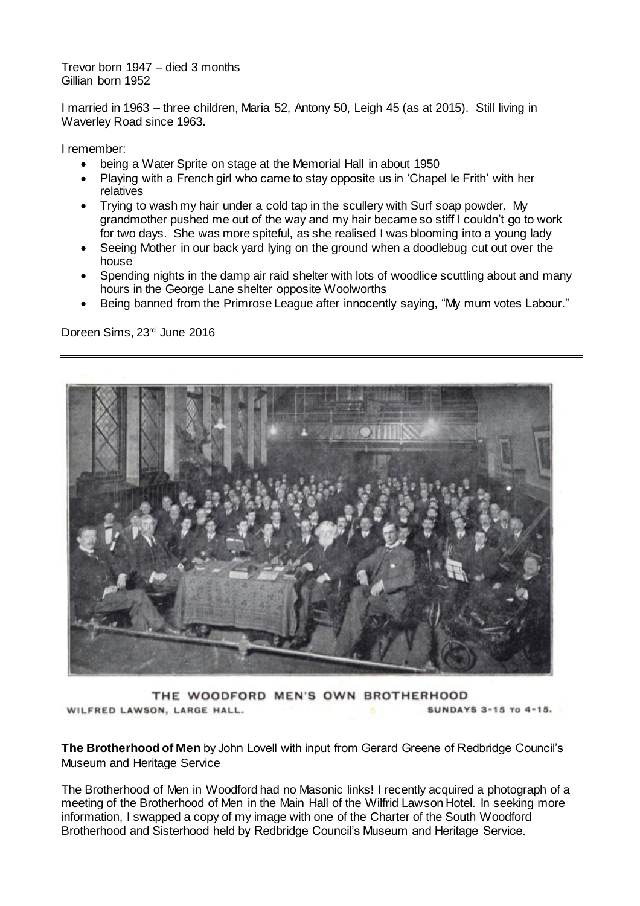Trevor born 1947 – died 3 months
Gillian born 1952

I married in 1963 – three children, Maria 52, Antony 50, Leigh 45 (as at 2015). Still living in Waverley Road since 1963.

I remember:

- being a Water Sprite on stage at the Memorial Hall in about 1950
- Playing with a French girl who came to stay opposite us in 'Chapel le Frith' with her relatives
- Trying to wash my hair under a cold tap in the scullery with Surf soap powder. My grandmother pushed me out of the way and my hair became so stiff I couldn't go to work for two days. She was more spiteful, as she realised I was blooming into a young lady
- Seeing Mother in our back yard lying on the ground when a doodlebug cut out over the house
- Spending nights in the damp air raid shelter with lots of woodlice scuttling about and many hours in the George Lane shelter opposite Woolworths
- Being banned from the Primrose League after innocently saying, "My mum votes Labour."

Doreen Sims, 23rd June 2016

---

THE WOODFORD MEN'S OWN BROTHERHOOD
WILFRED LAWSON, LARGE HALL. SUNDAYS 3-15 TO 4-15.

**The Brotherhood of Men** by John Lovell with input from Gerard Greene of Redbridge Council's Museum and Heritage Service

The Brotherhood of Men in Woodford had no Masonic links! I recently acquired a photograph of a meeting of the Brotherhood of Men in the Main Hall of the Wilfrid Lawson Hotel. In seeking more information, I swapped a copy of my image with one of the Charter of the South Woodford Brotherhood and Sisterhood held by Redbridge Council's Museum and Heritage Service.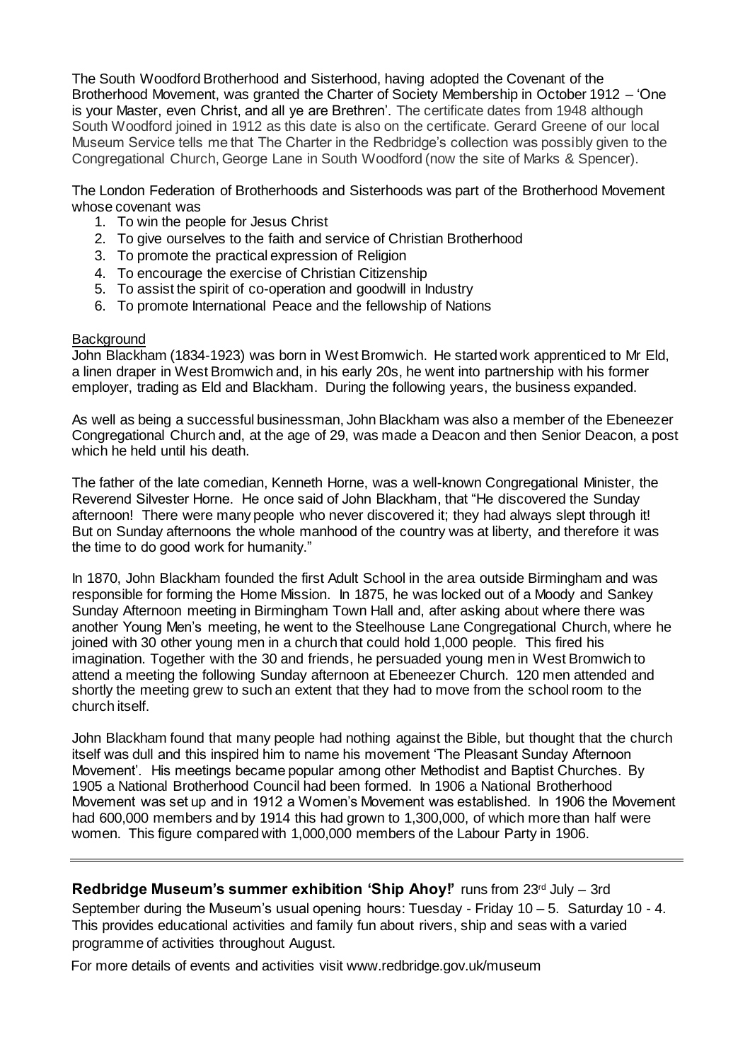The South Woodford Brotherhood and Sisterhood, having adopted the Covenant of the Brotherhood Movement, was granted the Charter of Society Membership in October 1912 – 'One is your Master, even Christ, and all ye are Brethren'. The certificate dates from 1948 although South Woodford joined in 1912 as this date is also on the certificate. Gerard Greene of our local Museum Service tells me that The Charter in the Redbridge's collection was possibly given to the Congregational Church, George Lane in South Woodford (now the site of Marks & Spencer).

The London Federation of Brotherhoods and Sisterhoods was part of the Brotherhood Movement whose covenant was

1. To win the people for Jesus Christ
2. To give ourselves to the faith and service of Christian Brotherhood
3. To promote the practical expression of Religion
4. To encourage the exercise of Christian Citizenship
5. To assist the spirit of co-operation and goodwill in Industry
6. To promote International Peace and the fellowship of Nations

<u>Background</u>

John Blackham (1834-1923) was born in West Bromwich. He started work apprenticed to Mr Eld, a linen draper in West Bromwich and, in his early 20s, he went into partnership with his former employer, trading as Eld and Blackham. During the following years, the business expanded.

As well as being a successful businessman, John Blackham was also a member of the Ebeneezer Congregational Church and, at the age of 29, was made a Deacon and then Senior Deacon, a post which he held until his death.

The father of the late comedian, Kenneth Horne, was a well-known Congregational Minister, the Reverend Silvester Horne. He once said of John Blackham, that "He discovered the Sunday afternoon! There were many people who never discovered it; they had always slept through it! But on Sunday afternoons the whole manhood of the country was at liberty, and therefore it was the time to do good work for humanity."

In 1870, John Blackham founded the first Adult School in the area outside Birmingham and was responsible for forming the Home Mission. In 1875, he was locked out of a Moody and Sankey Sunday Afternoon meeting in Birmingham Town Hall and, after asking about where there was another Young Men's meeting, he went to the Steelhouse Lane Congregational Church, where he joined with 30 other young men in a church that could hold 1,000 people. This fired his imagination. Together with the 30 and friends, he persuaded young men in West Bromwich to attend a meeting the following Sunday afternoon at Ebeneezer Church. 120 men attended and shortly the meeting grew to such an extent that they had to move from the school room to the church itself.

John Blackham found that many people had nothing against the Bible, but thought that the church itself was dull and this inspired him to name his movement 'The Pleasant Sunday Afternoon Movement'. His meetings became popular among other Methodist and Baptist Churches. By 1905 a National Brotherhood Council had been formed. In 1906 a National Brotherhood Movement was set up and in 1912 a Women's Movement was established. In 1906 the Movement had 600,000 members and by 1914 this had grown to 1,300,000, of which more than half were women. This figure compared with 1,000,000 members of the Labour Party in 1906.

---

**Redbridge Museum's summer exhibition 'Ship Ahoy!'** runs from 23rd July – 3rd September during the Museum's usual opening hours: Tuesday - Friday 10 – 5. Saturday 10 - 4. This provides educational activities and family fun about rivers, ship and seas with a varied programme of activities throughout August.

For more details of events and activities visit www.redbridge.gov.uk/museum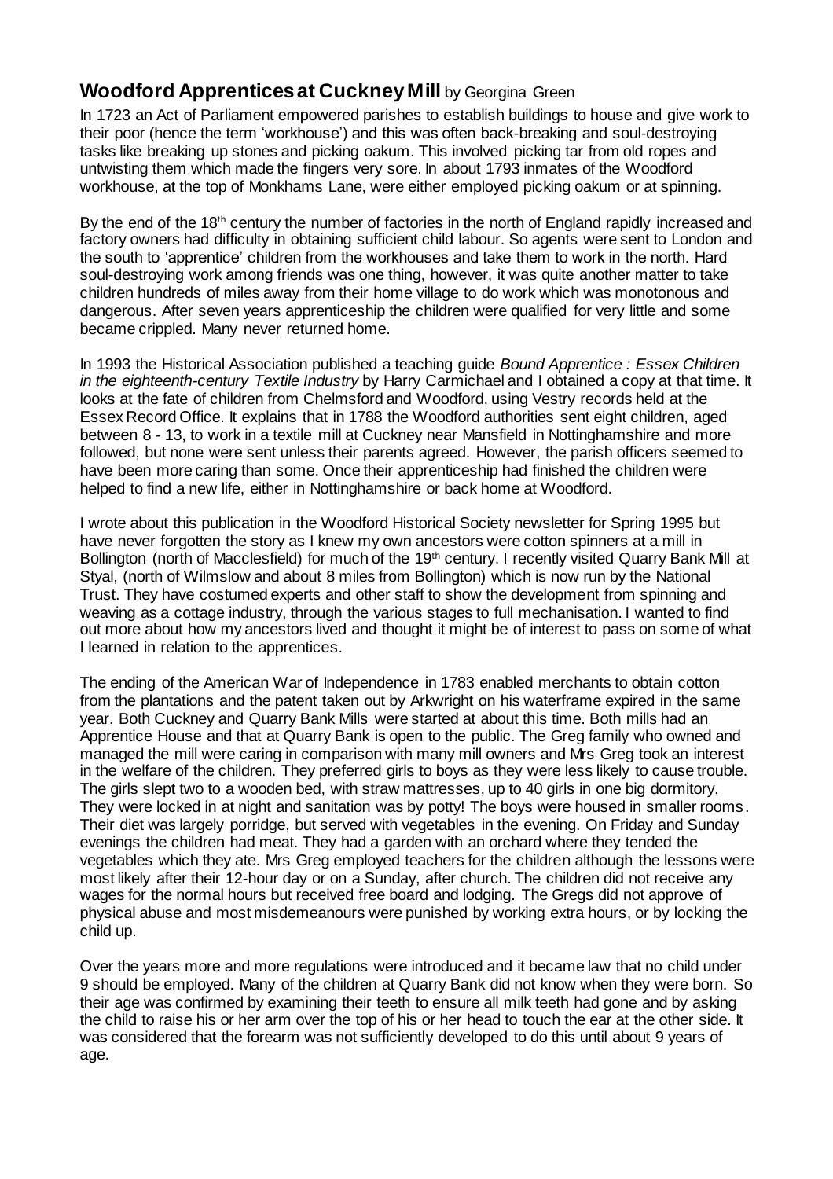## **Woodford Apprentices at Cuckney Mill** by Georgina Green

In 1723 an Act of Parliament empowered parishes to establish buildings to house and give work to their poor (hence the term 'workhouse') and this was often back-breaking and soul-destroying tasks like breaking up stones and picking oakum. This involved picking tar from old ropes and untwisting them which made the fingers very sore. In about 1793 inmates of the Woodford workhouse, at the top of Monkhams Lane, were either employed picking oakum or at spinning.

By the end of the 18th century the number of factories in the north of England rapidly increased and factory owners had difficulty in obtaining sufficient child labour. So agents were sent to London and the south to 'apprentice' children from the workhouses and take them to work in the north. Hard soul-destroying work among friends was one thing, however, it was quite another matter to take children hundreds of miles away from their home village to do work which was monotonous and dangerous. After seven years apprenticeship the children were qualified for very little and some became crippled. Many never returned home.

In 1993 the Historical Association published a teaching guide *Bound Apprentice : Essex Children in the eighteenth-century Textile Industry* by Harry Carmichael and I obtained a copy at that time. It looks at the fate of children from Chelmsford and Woodford, using Vestry records held at the Essex Record Office. It explains that in 1788 the Woodford authorities sent eight children, aged between 8 - 13, to work in a textile mill at Cuckney near Mansfield in Nottinghamshire and more followed, but none were sent unless their parents agreed. However, the parish officers seemed to have been more caring than some. Once their apprenticeship had finished the children were helped to find a new life, either in Nottinghamshire or back home at Woodford.

I wrote about this publication in the Woodford Historical Society newsletter for Spring 1995 but have never forgotten the story as I knew my own ancestors were cotton spinners at a mill in Bollington (north of Macclesfield) for much of the 19th century. I recently visited Quarry Bank Mill at Styal, (north of Wilmslow and about 8 miles from Bollington) which is now run by the National Trust. They have costumed experts and other staff to show the development from spinning and weaving as a cottage industry, through the various stages to full mechanisation. I wanted to find out more about how my ancestors lived and thought it might be of interest to pass on some of what I learned in relation to the apprentices.

The ending of the American War of Independence in 1783 enabled merchants to obtain cotton from the plantations and the patent taken out by Arkwright on his waterframe expired in the same year. Both Cuckney and Quarry Bank Mills were started at about this time. Both mills had an Apprentice House and that at Quarry Bank is open to the public. The Greg family who owned and managed the mill were caring in comparison with many mill owners and Mrs Greg took an interest in the welfare of the children. They preferred girls to boys as they were less likely to cause trouble. The girls slept two to a wooden bed, with straw mattresses, up to 40 girls in one big dormitory. They were locked in at night and sanitation was by potty! The boys were housed in smaller rooms. Their diet was largely porridge, but served with vegetables in the evening. On Friday and Sunday evenings the children had meat. They had a garden with an orchard where they tended the vegetables which they ate. Mrs Greg employed teachers for the children although the lessons were most likely after their 12-hour day or on a Sunday, after church. The children did not receive any wages for the normal hours but received free board and lodging. The Gregs did not approve of physical abuse and most misdemeanours were punished by working extra hours, or by locking the child up.

Over the years more and more regulations were introduced and it became law that no child under 9 should be employed. Many of the children at Quarry Bank did not know when they were born. So their age was confirmed by examining their teeth to ensure all milk teeth had gone and by asking the child to raise his or her arm over the top of his or her head to touch the ear at the other side. It was considered that the forearm was not sufficiently developed to do this until about 9 years of age.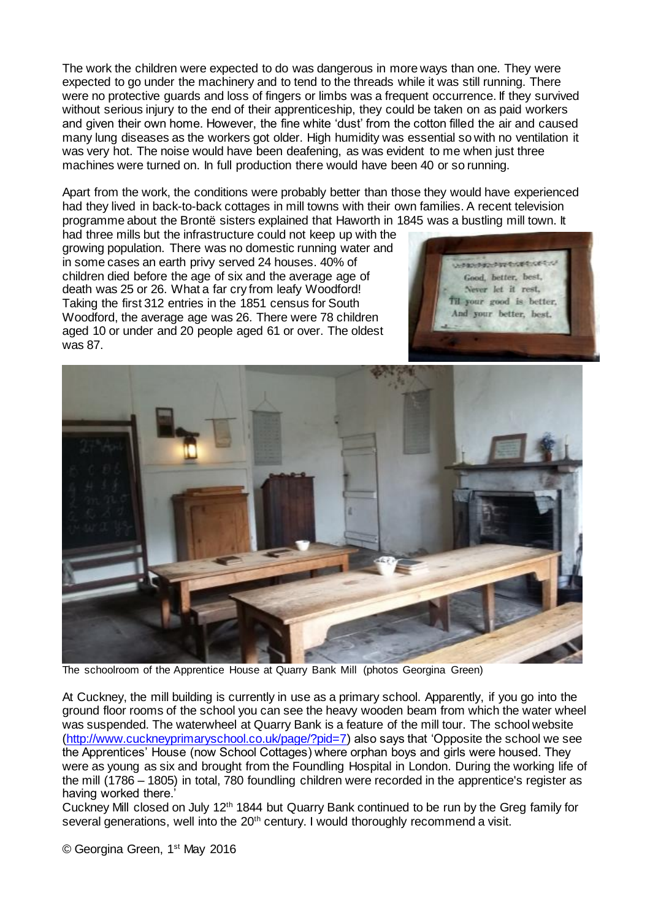The work the children were expected to do was dangerous in more ways than one. They were expected to go under the machinery and to tend to the threads while it was still running. There were no protective guards and loss of fingers or limbs was a frequent occurrence. If they survived without serious injury to the end of their apprenticeship, they could be taken on as paid workers and given their own home. However, the fine white 'dust' from the cotton filled the air and caused many lung diseases as the workers got older. High humidity was essential so with no ventilation it was very hot. The noise would have been deafening, as was evident to me when just three machines were turned on. In full production there would have been 40 or so running.

Apart from the work, the conditions were probably better than those they would have experienced had they lived in back-to-back cottages in mill towns with their own families. A recent television programme about the Brontë sisters explained that Haworth in 1845 was a bustling mill town. It had three mills but the infrastructure could not keep up with the growing population. There was no domestic running water and in some cases an earth privy served 24 houses. 40% of children died before the age of six and the average age of death was 25 or 26. What a far cry from leafy Woodford! Taking the first 312 entries in the 1851 census for South Woodford, the average age was 26. There were 78 children aged 10 or under and 20 people aged 61 or over. The oldest was 87.

The schoolroom of the Apprentice House at Quarry Bank Mill (photos Georgina Green)

At Cuckney, the mill building is currently in use as a primary school. Apparently, if you go into the ground floor rooms of the school you can see the heavy wooden beam from which the water wheel was suspended. The waterwheel at Quarry Bank is a feature of the mill tour. The school website (http://www.cuckneyprimaryschool.co.uk/page/?pid=7) also says that 'Opposite the school we see the Apprentices' House (now School Cottages) where orphan boys and girls were housed. They were as young as six and brought from the Foundling Hospital in London. During the working life of the mill (1786 – 1805) in total, 780 foundling children were recorded in the apprentice's register as having worked there.'

Cuckney Mill closed on July 12th 1844 but Quarry Bank continued to be run by the Greg family for several generations, well into the 20th century. I would thoroughly recommend a visit.

© Georgina Green, 1st May 2016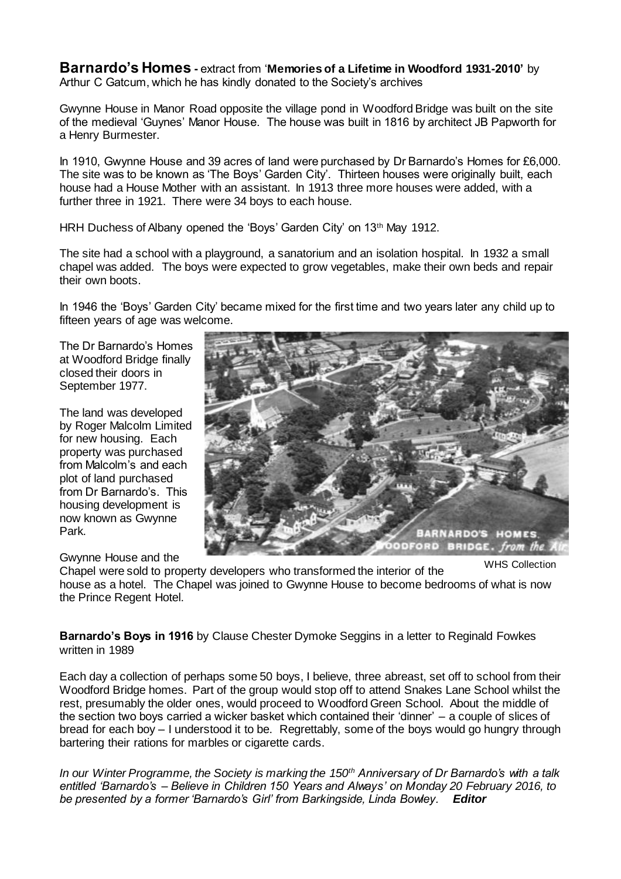**Barnardo's Homes** - extract from '**Memories of a Lifetime in Woodford 1931-2010'** by Arthur C Gatcum, which he has kindly donated to the Society's archives

Gwynne House in Manor Road opposite the village pond in Woodford Bridge was built on the site of the medieval 'Guynes' Manor House. The house was built in 1816 by architect JB Papworth for a Henry Burmester.

In 1910, Gwynne House and 39 acres of land were purchased by Dr Barnardo's Homes for £6,000. The site was to be known as 'The Boys' Garden City'. Thirteen houses were originally built, each house had a House Mother with an assistant. In 1913 three more houses were added, with a further three in 1921. There were 34 boys to each house.

HRH Duchess of Albany opened the 'Boys' Garden City' on 13th May 1912.

The site had a school with a playground, a sanatorium and an isolation hospital. In 1932 a small chapel was added. The boys were expected to grow vegetables, make their own beds and repair their own boots.

In 1946 the 'Boys' Garden City' became mixed for the first time and two years later any child up to fifteen years of age was welcome.

The Dr Barnardo's Homes at Woodford Bridge finally closed their doors in September 1977.

The land was developed by Roger Malcolm Limited for new housing. Each property was purchased from Malcolm's and each plot of land purchased from Dr Barnardo's. This housing development is now known as Gwynne Park.

BARNARDO'S HOMES. WOODFORD BRIDGE. *from the Air*

WHS Collection

Gwynne House and the Chapel were sold to property developers who transformed the interior of the house as a hotel. The Chapel was joined to Gwynne House to become bedrooms of what is now the Prince Regent Hotel.

**Barnardo's Boys in 1916** by Clause Chester Dymoke Seggins in a letter to Reginald Fowkes written in 1989

Each day a collection of perhaps some 50 boys, I believe, three abreast, set off to school from their Woodford Bridge homes. Part of the group would stop off to attend Snakes Lane School whilst the rest, presumably the older ones, would proceed to Woodford Green School. About the middle of the section two boys carried a wicker basket which contained their 'dinner' – a couple of slices of bread for each boy – I understood it to be. Regrettably, some of the boys would go hungry through bartering their rations for marbles or cigarette cards.

*In our Winter Programme, the Society is marking the 150th Anniversary of Dr Barnardo's with a talk entitled 'Barnardo's – Believe in Children 150 Years and Always' on Monday 20 February 2016, to be presented by a former 'Barnardo's Girl' from Barkingside, Linda Bowley.* ***Editor***